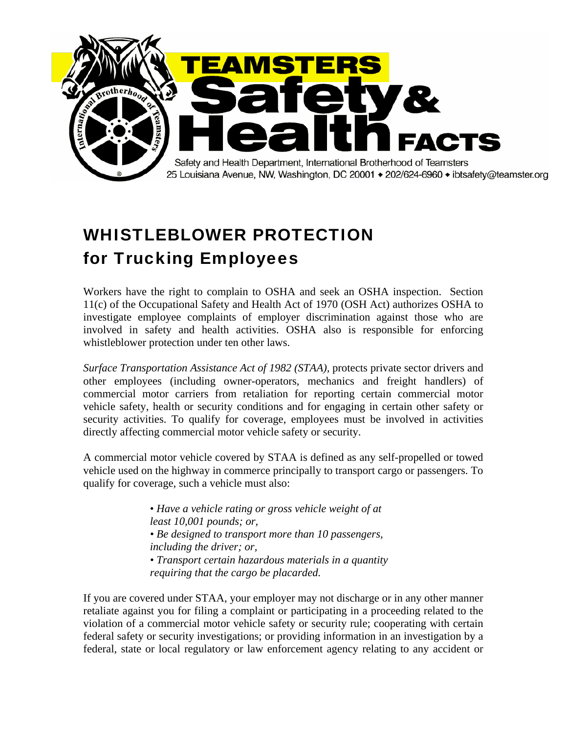# TEAMSTERS Safety & Health FACTS

Safety and Health Department, International Brotherhood of Teamsters
25 Louisiana Avenue, NW, Washington, DC 20001 • 202/624-6960 • ibtsafety@teamster.org

## WHISTLEBLOWER PROTECTION for Trucking Employees

Workers have the right to complain to OSHA and seek an OSHA inspection. Section 11(c) of the Occupational Safety and Health Act of 1970 (OSH Act) authorizes OSHA to investigate employee complaints of employer discrimination against those who are involved in safety and health activities. OSHA also is responsible for enforcing whistleblower protection under ten other laws.

*Surface Transportation Assistance Act of 1982 (STAA),* protects private sector drivers and other employees (including owner-operators, mechanics and freight handlers) of commercial motor carriers from retaliation for reporting certain commercial motor vehicle safety, health or security conditions and for engaging in certain other safety or security activities. To qualify for coverage, employees must be involved in activities directly affecting commercial motor vehicle safety or security.

A commercial motor vehicle covered by STAA is defined as any self-propelled or towed vehicle used on the highway in commerce principally to transport cargo or passengers. To qualify for coverage, such a vehicle must also:

- *Have a vehicle rating or gross vehicle weight of at least 10,001 pounds; or,*
- *Be designed to transport more than 10 passengers, including the driver; or,*
- *Transport certain hazardous materials in a quantity requiring that the cargo be placarded.*

If you are covered under STAA, your employer may not discharge or in any other manner retaliate against you for filing a complaint or participating in a proceeding related to the violation of a commercial motor vehicle safety or security rule; cooperating with certain federal safety or security investigations; or providing information in an investigation by a federal, state or local regulatory or law enforcement agency relating to any accident or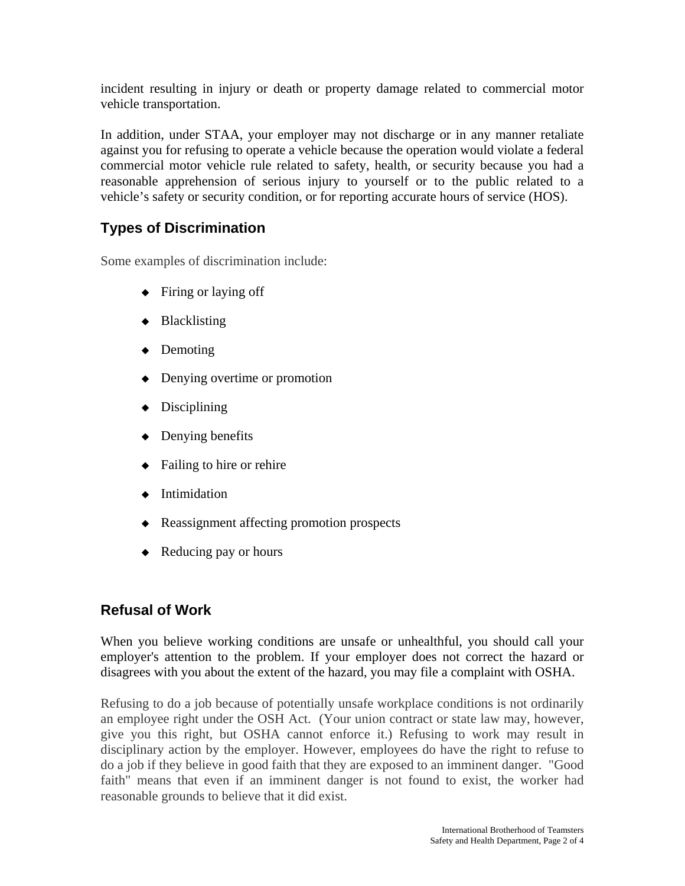incident resulting in injury or death or property damage related to commercial motor vehicle transportation.

In addition, under STAA, your employer may not discharge or in any manner retaliate against you for refusing to operate a vehicle because the operation would violate a federal commercial motor vehicle rule related to safety, health, or security because you had a reasonable apprehension of serious injury to yourself or to the public related to a vehicle's safety or security condition, or for reporting accurate hours of service (HOS).

## Types of Discrimination

Some examples of discrimination include:

- Firing or laying off
- Blacklisting
- Demoting
- Denying overtime or promotion
- Disciplining
- Denying benefits
- Failing to hire or rehire
- Intimidation
- Reassignment affecting promotion prospects
- Reducing pay or hours

## Refusal of Work

When you believe working conditions are unsafe or unhealthful, you should call your employer's attention to the problem. If your employer does not correct the hazard or disagrees with you about the extent of the hazard, you may file a complaint with OSHA.

Refusing to do a job because of potentially unsafe workplace conditions is not ordinarily an employee right under the OSH Act. (Your union contract or state law may, however, give you this right, but OSHA cannot enforce it.) Refusing to work may result in disciplinary action by the employer. However, employees do have the right to refuse to do a job if they believe in good faith that they are exposed to an imminent danger. "Good faith" means that even if an imminent danger is not found to exist, the worker had reasonable grounds to believe that it did exist.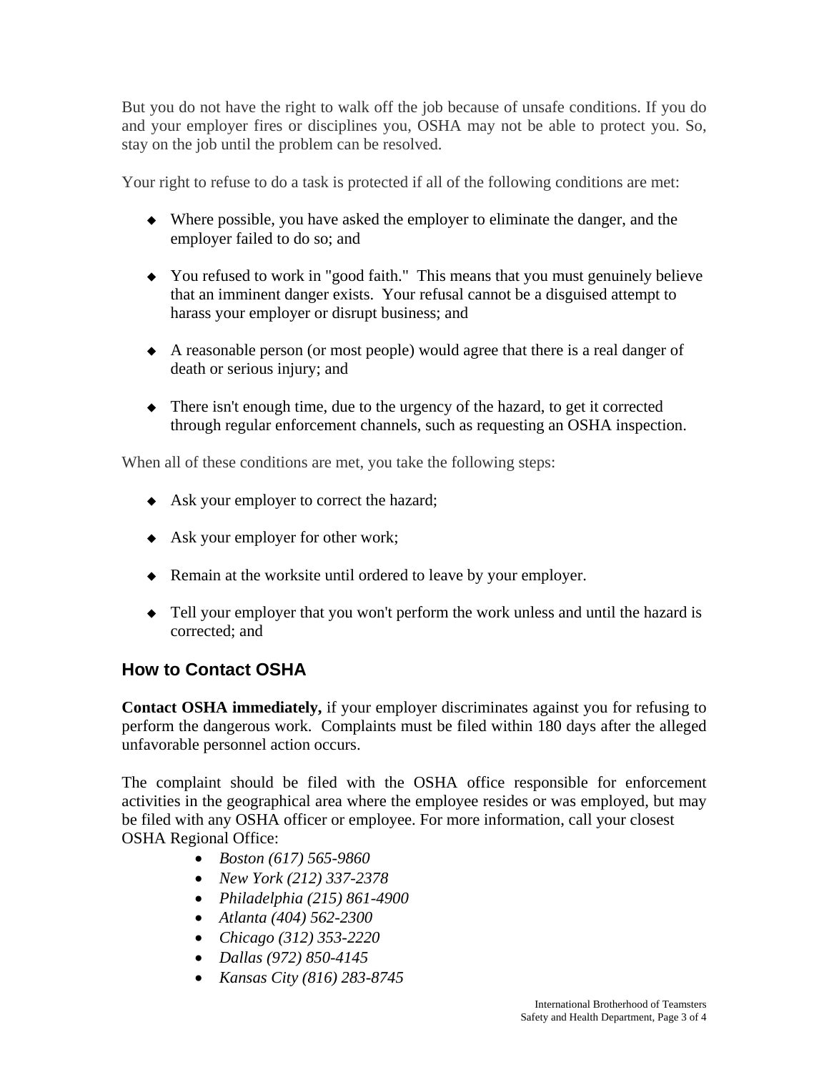But you do not have the right to walk off the job because of unsafe conditions. If you do and your employer fires or disciplines you, OSHA may not be able to protect you. So, stay on the job until the problem can be resolved.

Your right to refuse to do a task is protected if all of the following conditions are met:

- Where possible, you have asked the employer to eliminate the danger, and the employer failed to do so; and
- You refused to work in "good faith." This means that you must genuinely believe that an imminent danger exists. Your refusal cannot be a disguised attempt to harass your employer or disrupt business; and
- A reasonable person (or most people) would agree that there is a real danger of death or serious injury; and
- There isn't enough time, due to the urgency of the hazard, to get it corrected through regular enforcement channels, such as requesting an OSHA inspection.

When all of these conditions are met, you take the following steps:

- Ask your employer to correct the hazard;
- Ask your employer for other work;
- Remain at the worksite until ordered to leave by your employer.
- Tell your employer that you won't perform the work unless and until the hazard is corrected; and

## How to Contact OSHA

**Contact OSHA immediately,** if your employer discriminates against you for refusing to perform the dangerous work. Complaints must be filed within 180 days after the alleged unfavorable personnel action occurs.

The complaint should be filed with the OSHA office responsible for enforcement activities in the geographical area where the employee resides or was employed, but may be filed with any OSHA officer or employee. For more information, call your closest OSHA Regional Office:

- *Boston (617) 565-9860*
- *New York (212) 337-2378*
- *Philadelphia (215) 861-4900*
- *Atlanta (404) 562-2300*
- *Chicago (312) 353-2220*
- *Dallas (972) 850-4145*
- *Kansas City (816) 283-8745*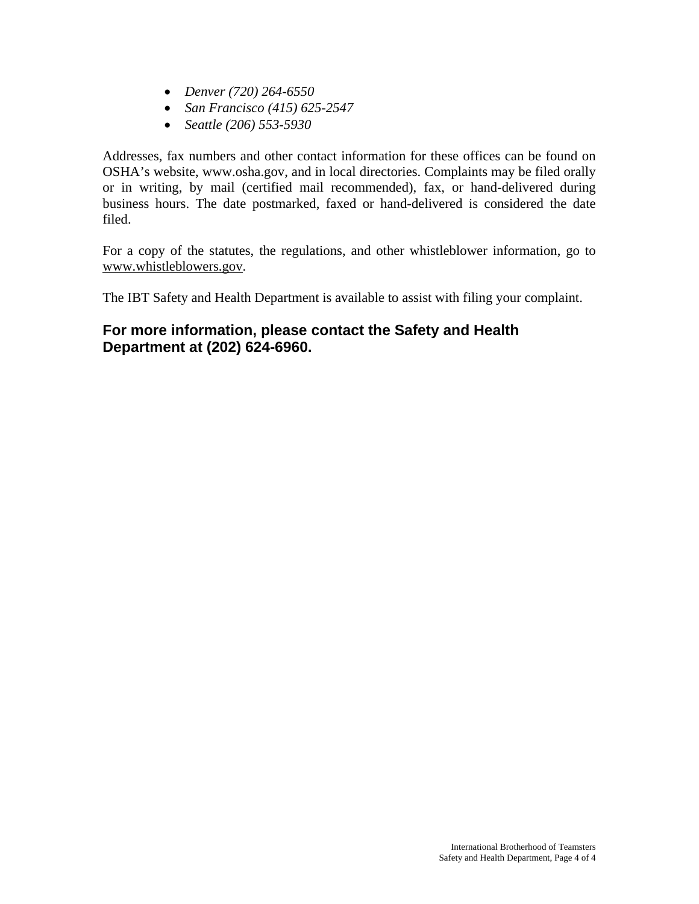- *Denver (720) 264-6550*
- *San Francisco (415) 625-2547*
- *Seattle (206) 553-5930*

Addresses, fax numbers and other contact information for these offices can be found on OSHA's website, www.osha.gov, and in local directories. Complaints may be filed orally or in writing, by mail (certified mail recommended), fax, or hand-delivered during business hours. The date postmarked, faxed or hand-delivered is considered the date filed.

For a copy of the statutes, the regulations, and other whistleblower information, go to www.whistleblowers.gov.

The IBT Safety and Health Department is available to assist with filing your complaint.

**For more information, please contact the Safety and Health Department at (202) 624-6960.**